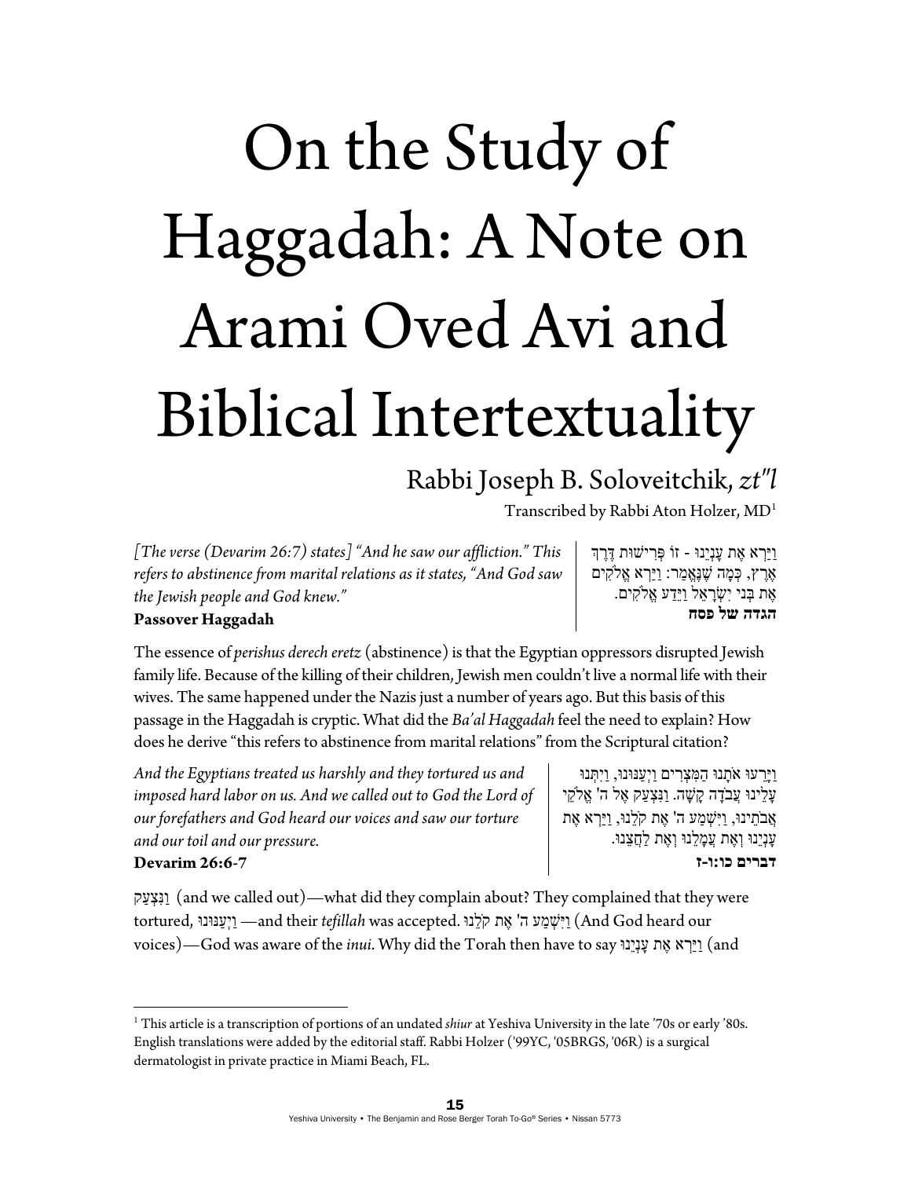# On the Study of Haggadah: A Note on Arami Oved Avi and Biblical Intertextuality

## Rabbi Joseph B. Soloveitchik, *zt"l*

Transcribed by Rabbi Aton Holzer, MD[1]

*[The verse (Devarim 26:7) states] "And he saw our affliction." This refers to abstinence from marital relations as it states, "And God saw the Jewish people and God knew."*
**Passover Haggadah**

וַיַּרְא אֶת עָנְיֵנוּ - זוֹ פְּרִישׁוּת דֶּרֶךְ אֶרֶץ, כְּמָה שֶׁנֶּאֱמַר: וַיַּרְא אֱלֹקִים אֶת בְּנֵי יִשְׂרָאֵל וַיֵּדַע אֱלֹקִים.
**הגדה של פסח**

The essence of *perishus derech eretz* (abstinence) is that the Egyptian oppressors disrupted Jewish family life. Because of the killing of their children, Jewish men couldn't live a normal life with their wives. The same happened under the Nazis just a number of years ago. But this basis of this passage in the Haggadah is cryptic. What did the *Ba'al Haggadah* feel the need to explain? How does he derive "this refers to abstinence from marital relations" from the Scriptural citation?

*And the Egyptians treated us harshly and they tortured us and imposed hard labor on us. And we called out to God the Lord of our forefathers and God heard our voices and saw our torture and our toil and our pressure.*
**Devarim 26:6-7**

וַיָּרֵעוּ אֹתָנוּ הַמִּצְרִים וַיְעַנּוּנוּ, וַיִּתְּנוּ עָלֵינוּ עֲבֹדָה קָשָׁה. וַנִּצְעַק אֶל ה' אֱלֹקֵי אֲבֹתֵינוּ, וַיִּשְׁמַע ה' אֶת קֹלֵנוּ, וַיַּרְא אֶת עָנְיֵנוּ וְאֶת עֲמָלֵנוּ וְאֶת לַחֲצֵנוּ.
**דברים כו:ו-ז**

וַנִּצְעַק (and we called out)—what did they complain about? They complained that they were tortured, וַיְעַנּוּנוּ—and their *tefillah* was accepted. וַיִּשְׁמַע ה' אֶת קֹלֵנוּ (And God heard our voices)—God was aware of the *inui*. Why did the Torah then have to say וַיַּרְא אֶת עָנְיֵנוּ (and

---

[1] This article is a transcription of portions of an undated *shiur* at Yeshiva University in the late '70s or early '80s. English translations were added by the editorial staff. Rabbi Holzer ('99YC, '05BRGS, '06R) is a surgical dermatologist in private practice in Miami Beach, FL.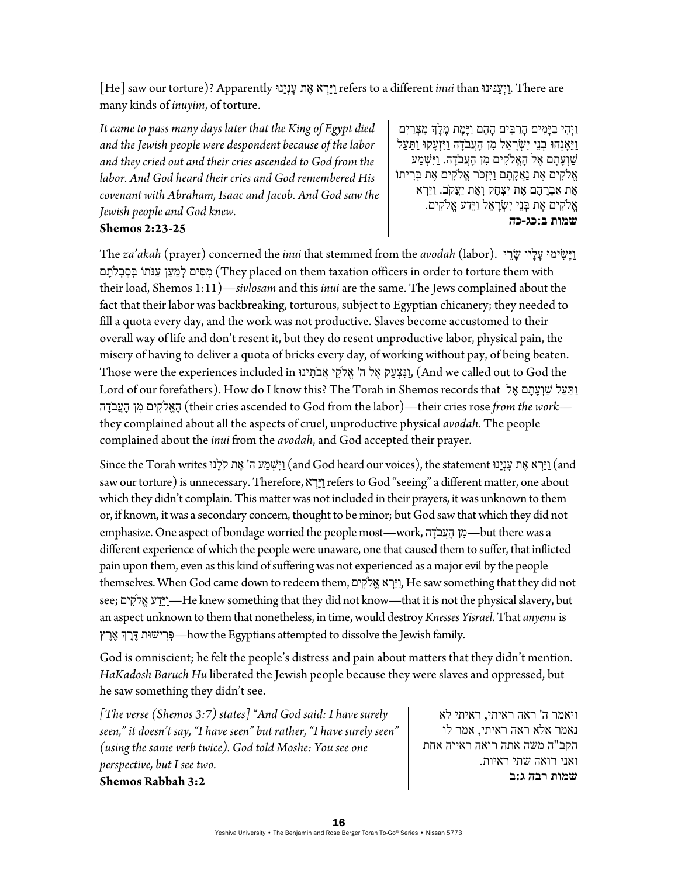[He] saw our torture)? Apparently וַיַּרְא אֶת עָנְיֵנוּ refers to a different *inui* than וַיְעַנּוּנוּ. There are many kinds of *inuyim*, of torture.

*It came to pass many days later that the King of Egypt died and the Jewish people were despondent because of the labor and they cried out and their cries ascended to God from the labor. And God heard their cries and God remembered His covenant with Abraham, Isaac and Jacob. And God saw the Jewish people and God knew.*
**Shemos 2:23-25**

וַיְהִי בַיָּמִים הָרַבִּים הָהֵם וַיָּמָת מֶלֶךְ מִצְרַיִם וַיֵּאָנְחוּ בְנֵי יִשְׂרָאֵל מִן הָעֲבֹדָה וַיִּזְעָקוּ וַתַּעַל שַׁוְעָתָם אֶל הָאֱלֹקִים מִן הָעֲבֹדָה. וַיִּשְׁמַע אֱלֹקִים אֶת נַאֲקָתָם וַיִּזְכֹּר אֱלֹקִים אֶת בְּרִיתוֹ אֶת אַבְרָהָם אֶת יִצְחָק וְאֶת יַעֲקֹב. וַיַּרְא אֱלֹקִים אֶת בְּנֵי יִשְׂרָאֵל וַיֵּדַע אֱלֹקִים.
**שמות ב:כג-כה**

The *za'akah* (prayer) concerned the *inui* that stemmed from the *avodah* (labor). וַיָּשִׂימוּ עָלָיו שָׂרֵי מִסִּים לְמַעַן עַנֹּתוֹ בְּסִבְלֹתָם (They placed on them taxation officers in order to torture them with their load, Shemos 1:11)—*sivlosam* and this *inui* are the same. The Jews complained about the fact that their labor was backbreaking, torturous, subject to Egyptian chicanery; they needed to fill a quota every day, and the work was not productive. Slaves become accustomed to their overall way of life and don't resent it, but they do resent unproductive labor, physical pain, the misery of having to deliver a quota of bricks every day, of working without pay, of being beaten. Those were the experiences included in וַנִּצְעַק אֶל ה' אֱלֹקֵי אֲבֹתֵינוּ, (And we called out to God the Lord of our forefathers). How do I know this? The Torah in Shemos records that וַתַּעַל שַׁוְעָתָם אֶל הָאֱלֹקִים מִן הָעֲבֹדָה (their cries ascended to God from the labor)—their cries rose *from the work*—they complained about all the aspects of cruel, unproductive physical *avodah*. The people complained about the *inui* from the *avodah*, and God accepted their prayer.

Since the Torah writes וַיִּשְׁמַע ה' אֶת קֹלֵנוּ (and God heard our voices), the statement וַיַּרְא אֶת עָנְיֵנוּ (and saw our torture) is unnecessary. Therefore, וַיַּרְא refers to God "seeing" a different matter, one about which they didn't complain. This matter was not included in their prayers, it was unknown to them or, if known, it was a secondary concern, thought to be minor; but God saw that which they did not emphasize. One aspect of bondage worried the people most—work, מִן הָעֲבֹדָה—but there was a different experience of which the people were unaware, one that caused them to suffer, that inflicted pain upon them, even as this kind of suffering was not experienced as a major evil by the people themselves. When God came down to redeem them, וַיַּרְא אֱלֹקִים, He saw something that they did not see; וַיֵּדַע אֱלֹקִים—He knew something that they did not know—that it is not the physical slavery, but an aspect unknown to them that nonetheless, in time, would destroy *Knesses Yisrael*. That *anyenu* is פְּרִישׁוּת דֶּרֶךְ אֶרֶץ—how the Egyptians attempted to dissolve the Jewish family.

God is omniscient; he felt the people's distress and pain about matters that they didn't mention. *HaKadosh Baruch Hu* liberated the Jewish people because they were slaves and oppressed, but he saw something they didn't see.

*[The verse (Shemos 3:7) states] "And God said: I have surely seen," it doesn't say, "I have seen" but rather, "I have surely seen" (using the same verb twice). God told Moshe: You see one perspective, but I see two.*
**Shemos Rabbah 3:2**

ויאמר ה' ראה ראיתי, ראיתי לא נאמר אלא ראה ראיתי, אמר לו הקב"ה משה אתה רואה ראייה אחת ואני רואה שתי ראיות.
**שמות רבה ג:ב**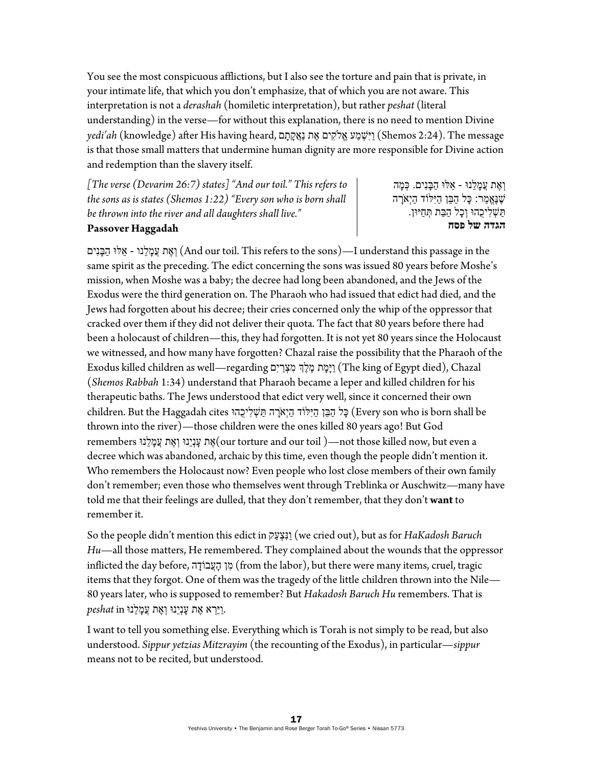You see the most conspicuous afflictions, but I also see the torture and pain that is private, in your intimate life, that which you don't emphasize, that of which you are not aware. This interpretation is not a *derashah* (homiletic interpretation), but rather *peshat* (literal understanding) in the verse—for without this explanation, there is no need to mention Divine *yedi'ah* (knowledge) after His having heard, וַיִּשְׁמַע אֱלֹקִים אֶת נַאֲקָתָם (Shemos 2:24). The message is that those small matters that undermine human dignity are more responsible for Divine action and redemption than the slavery itself.

*[The verse (Devarim 26:7) states] "And our toil." This refers to the sons as is states (Shemos 1:22) "Every son who is born shall be thrown into the river and all daughters shall live."*
**Passover Haggadah**

וְאֶת עֲמָלֵנוּ - אֵלּוּ הַבָּנִים. כְּמָה שֶׁנֶּאֱמַר: כָּל הַבֵּן הַיִּלּוֹד הַיְאֹרָה תַּשְׁלִיכֻהוּ וְכָל הַבַּת תְּחַיּוּן.
**הגדה של פסח**

וְאֶת עֲמָלֵנוּ - אֵלּוּ הַבָּנִים (And our toil. This refers to the sons)—I understand this passage in the same spirit as the preceding. The edict concerning the sons was issued 80 years before Moshe's mission, when Moshe was a baby; the decree had long been abandoned, and the Jews of the Exodus were the third generation on. The Pharaoh who had issued that edict had died, and the Jews had forgotten about his decree; their cries concerned only the whip of the oppressor that cracked over them if they did not deliver their quota. The fact that 80 years before there had been a holocaust of children—this, they had forgotten. It is not yet 80 years since the Holocaust we witnessed, and how many have forgotten? Chazal raise the possibility that the Pharaoh of the Exodus killed children as well—regarding וַיָּמָת מֶלֶךְ מִצְרַיִם (The king of Egypt died), Chazal (*Shemos Rabbah* 1:34) understand that Pharaoh became a leper and killed children for his therapeutic baths. The Jews understood that edict very well, since it concerned their own children. But the Haggadah cites כָּל הַבֵּן הַיִּלּוֹד הַיְאֹרָה תַּשְׁלִיכֻהוּ (Every son who is born shall be thrown into the river)—those children were the ones killed 80 years ago! But God remembers אֶת עָנְיֵנוּ וְאֶת עֲמָלֵנוּ (our torture and our toil)—not those killed now, but even a decree which was abandoned, archaic by this time, even though the people didn't mention it. Who remembers the Holocaust now? Even people who lost close members of their own family don't remember; even those who themselves went through Treblinka or Auschwitz—many have told me that their feelings are dulled, that they don't remember, that they don't **want** to remember it.

So the people didn't mention this edict in וַנִּצְעַק (we cried out), but as for *HaKadosh Baruch Hu*—all those matters, He remembered. They complained about the wounds that the oppressor inflicted the day before, מִן הָעֲבוֹדָה (from the labor), but there were many items, cruel, tragic items that they forgot. One of them was the tragedy of the little children thrown into the Nile—80 years later, who is supposed to remember? But *Hakadosh Baruch Hu* remembers. That is *peshat* in וַיַּרְא אֶת עָנְיֵנוּ וְאֶת עֲמָלֵנוּ.

I want to tell you something else. Everything which is Torah is not simply to be read, but also understood. *Sippur yetzias Mitzrayim* (the recounting of the Exodus), in particular—*sippur* means not to be recited, but understood.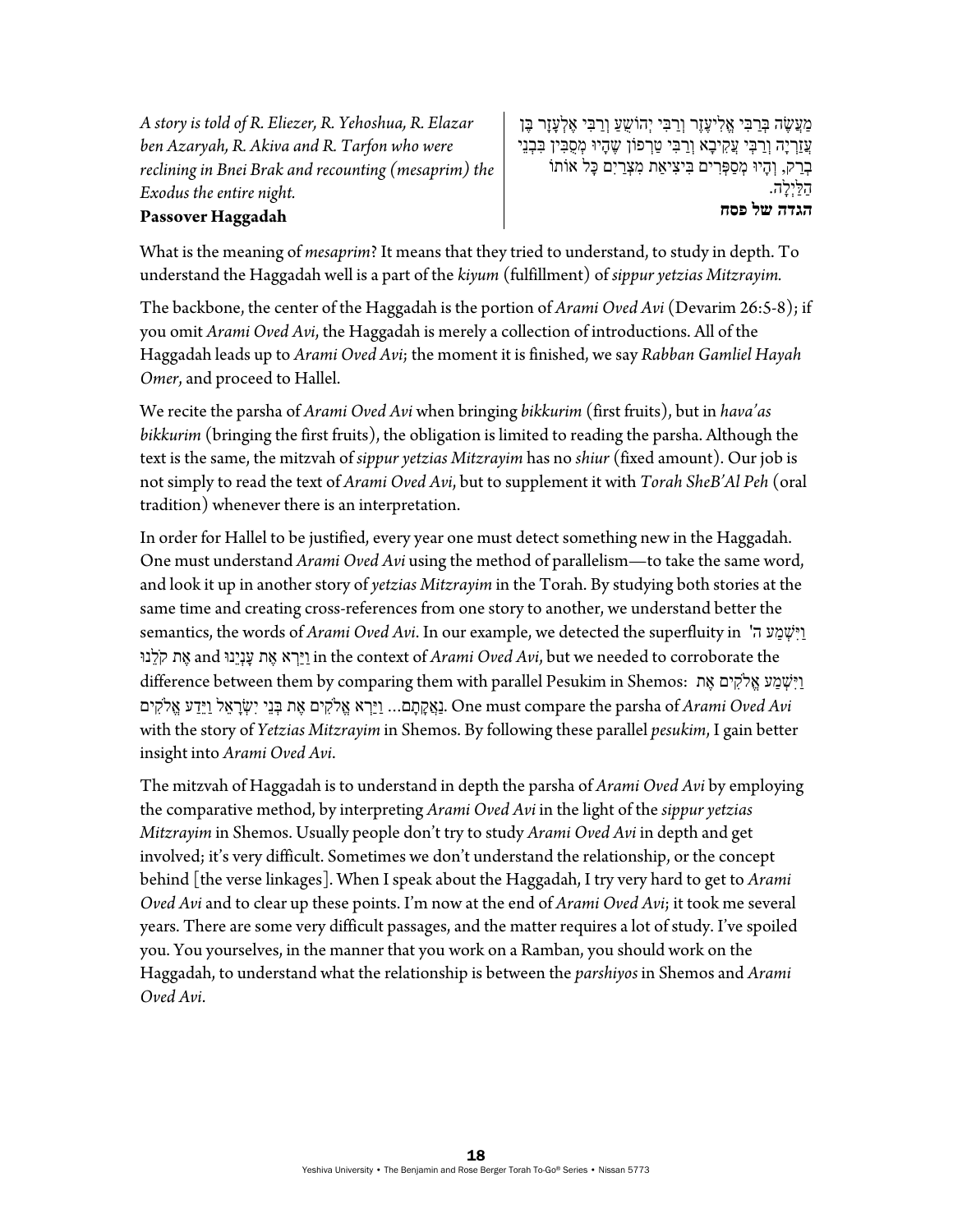*A story is told of R. Eliezer, R. Yehoshua, R. Elazar ben Azaryah, R. Akiva and R. Tarfon who were reclining in Bnei Brak and recounting (mesaprim) the Exodus the entire night.*

**Passover Haggadah**

מַעֲשֶׂה בְּרַבִּי אֱלִיעֶזֶר וְרַבִּי יְהוֹשֻׁעַ וְרַבִּי אֶלְעָזָר בֶּן עֲזַרְיָה וְרַבִּי עֲקִיבָא וְרַבִּי טַרְפוֹן שֶׁהָיוּ מְסֻבִּין בִּבְנֵי בְרַק, וְהָיוּ מְסַפְּרִים בִּיצִיאַת מִצְרַיִם כָּל אוֹתוֹ הַלַּיְלָה.

**הגדה של פסח**

What is the meaning of *mesaprim*? It means that they tried to understand, to study in depth. To understand the Haggadah well is a part of the *kiyum* (fulfillment) of *sippur yetzias Mitzrayim.*

The backbone, the center of the Haggadah is the portion of *Arami Oved Avi* (Devarim 26:5-8); if you omit *Arami Oved Avi*, the Haggadah is merely a collection of introductions. All of the Haggadah leads up to *Arami Oved Avi*; the moment it is finished, we say *Rabban Gamliel Hayah Omer*, and proceed to Hallel.

We recite the parsha of *Arami Oved Avi* when bringing *bikkurim* (first fruits), but in *hava'as bikkurim* (bringing the first fruits), the obligation is limited to reading the parsha. Although the text is the same, the mitzvah of *sippur yetzias Mitzrayim* has no *shiur* (fixed amount). Our job is not simply to read the text of *Arami Oved Avi*, but to supplement it with *Torah SheB'Al Peh* (oral tradition) whenever there is an interpretation.

In order for Hallel to be justified, every year one must detect something new in the Haggadah. One must understand *Arami Oved Avi* using the method of parallelism—to take the same word, and look it up in another story of *yetzias Mitzrayim* in the Torah. By studying both stories at the same time and creating cross-references from one story to another, we understand better the semantics, the words of *Arami Oved Avi*. In our example, we detected the superfluity in וַיִּשְׁמַע ה' אֶת קֹלֵנוּ and וַיַּרְא אֶת עָנְיֵנוּ in the context of *Arami Oved Avi*, but we needed to corroborate the difference between them by comparing them with parallel Pesukim in Shemos: וַיִּשְׁמַע אֱלֹקִים אֶת נַאֲקָתָם... וַיַּרְא אֱלֹקִים אֶת בְּנֵי יִשְׂרָאֵל וַיֵּדַע אֱלֹקִים. One must compare the parsha of *Arami Oved Avi* with the story of *Yetzias Mitzrayim* in Shemos. By following these parallel *pesukim*, I gain better insight into *Arami Oved Avi*.

The mitzvah of Haggadah is to understand in depth the parsha of *Arami Oved Avi* by employing the comparative method, by interpreting *Arami Oved Avi* in the light of the *sippur yetzias Mitzrayim* in Shemos. Usually people don't try to study *Arami Oved Avi* in depth and get involved; it's very difficult. Sometimes we don't understand the relationship, or the concept behind [the verse linkages]. When I speak about the Haggadah, I try very hard to get to *Arami Oved Avi* and to clear up these points. I'm now at the end of *Arami Oved Avi*; it took me several years. There are some very difficult passages, and the matter requires a lot of study. I've spoiled you. You yourselves, in the manner that you work on a Ramban, you should work on the Haggadah, to understand what the relationship is between the *parshiyos* in Shemos and *Arami Oved Avi*.